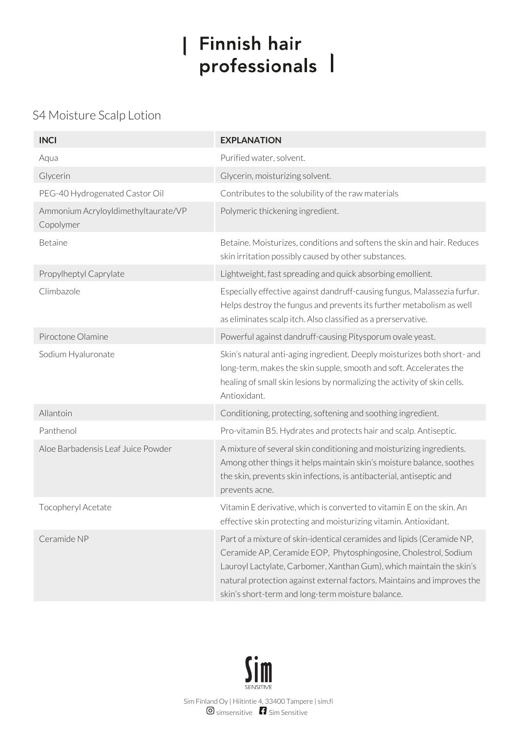# Finnish hair professionals

## S4 Moisture Scalp Lotion

| INCI | EXPLANATION |
|---|---|
| Aqua | Purified water, solvent. |
| Glycerin | Glycerin, moisturizing solvent. |
| PEG-40 Hydrogenated Castor Oil | Contributes to the solubility of the raw materials |
| Ammonium Acryloyldimethyltaurate/VP Copolymer | Polymeric thickening ingredient. |
| Betaine | Betaine. Moisturizes, conditions and softens the skin and hair. Reduces skin irritation possibly caused by other substances. |
| Propylheptyl Caprylate | Lightweight, fast spreading and quick absorbing emollient. |
| Climbazole | Especially effective against dandruff-causing fungus, Malassezia furfur. Helps destroy the fungus and prevents its further metabolism as well as eliminates scalp itch. Also classified as a preservative. |
| Piroctone Olamine | Powerful against dandruff-causing Pitysporum ovale yeast. |
| Sodium Hyaluronate | Skin's natural anti-aging ingredient. Deeply moisturizes both short- and long-term, makes the skin supple, smooth and soft. Accelerates the healing of small skin lesions by normalizing the activity of skin cells. Antioxidant. |
| Allantoin | Conditioning, protecting, softening and soothing ingredient. |
| Panthenol | Pro-vitamin B5. Hydrates and protects hair and scalp. Antiseptic. |
| Aloe Barbadensis Leaf Juice Powder | A mixture of several skin conditioning and moisturizing ingredients. Among other things it helps maintain skin's moisture balance, soothes the skin, prevents skin infections, is antibacterial, antiseptic and prevents acne. |
| Tocopheryl Acetate | Vitamin E derivative, which is converted to vitamin E on the skin. An effective skin protecting and moisturizing vitamin. Antioxidant. |
| Ceramide NP | Part of a mixture of skin-identical ceramides and lipids (Ceramide NP, Ceramide AP, Ceramide EOP, Phytosphingosine, Cholestrol, Sodium Lauroyl Lactylate, Carbomer, Xanthan Gum), which maintain the skin's natural protection against external factors. Maintains and improves the skin's short-term and long-term moisture balance. |

Sim SENSITIVE

Sim Finland Oy | Hiitintie 4, 33400 Tampere | sim.fi

simsensitive Sim Sensitive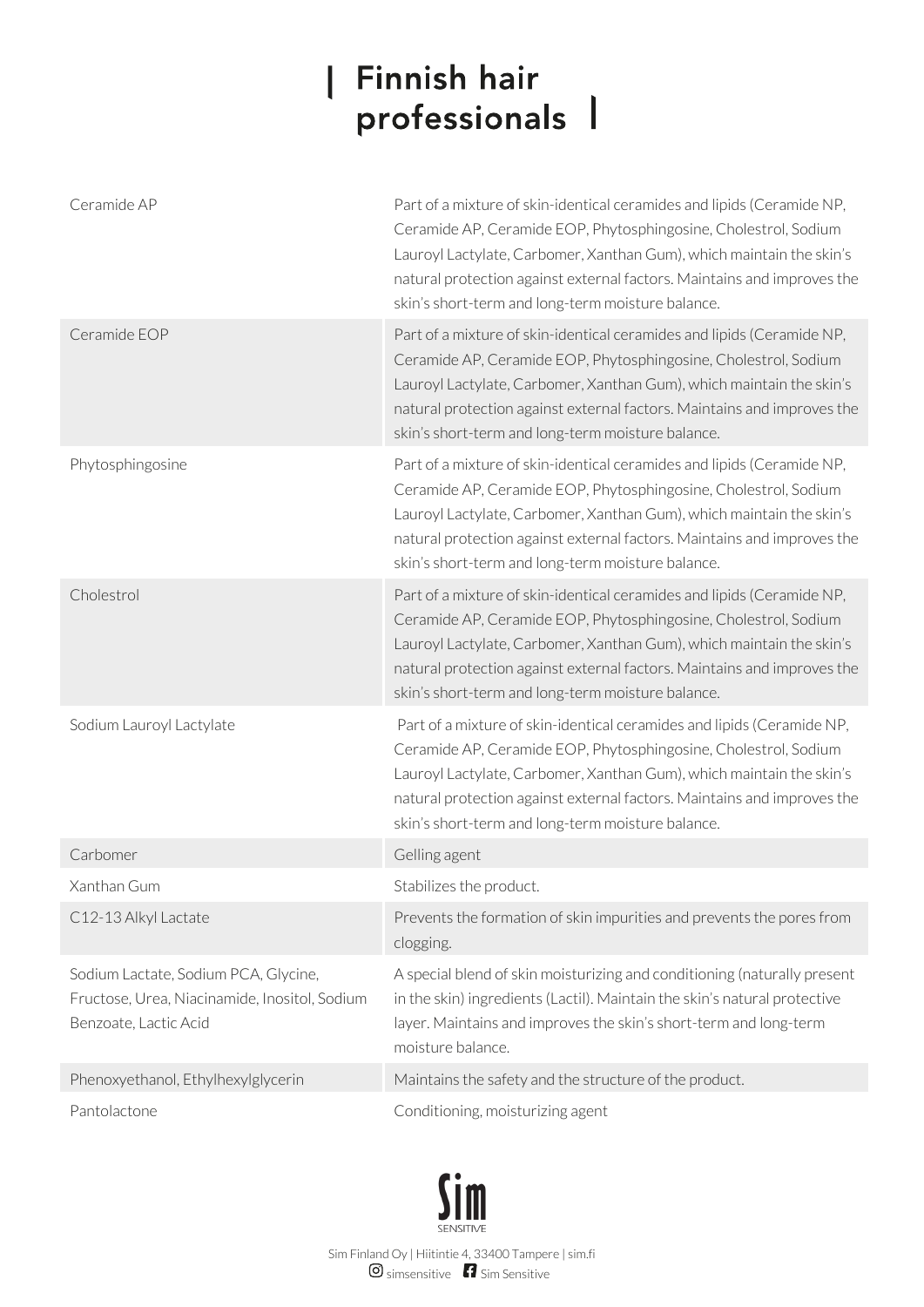| Ceramide AP | Part of a mixture of skin-identical ceramides and lipids (Ceramide NP, Ceramide AP, Ceramide EOP, Phytosphingosine, Cholestrol, Sodium Lauroyl Lactylate, Carbomer, Xanthan Gum), which maintain the skin's natural protection against external factors. Maintains and improves the skin's short-term and long-term moisture balance. |
|---|---|
| Ceramide EOP | Part of a mixture of skin-identical ceramides and lipids (Ceramide NP, Ceramide AP, Ceramide EOP, Phytosphingosine, Cholestrol, Sodium Lauroyl Lactylate, Carbomer, Xanthan Gum), which maintain the skin's natural protection against external factors. Maintains and improves the skin's short-term and long-term moisture balance. |
| Phytosphingosine | Part of a mixture of skin-identical ceramides and lipids (Ceramide NP, Ceramide AP, Ceramide EOP, Phytosphingosine, Cholestrol, Sodium Lauroyl Lactylate, Carbomer, Xanthan Gum), which maintain the skin's natural protection against external factors. Maintains and improves the skin's short-term and long-term moisture balance. |
| Cholestrol | Part of a mixture of skin-identical ceramides and lipids (Ceramide NP, Ceramide AP, Ceramide EOP, Phytosphingosine, Cholestrol, Sodium Lauroyl Lactylate, Carbomer, Xanthan Gum), which maintain the skin's natural protection against external factors. Maintains and improves the skin's short-term and long-term moisture balance. |
| Sodium Lauroyl Lactylate | Part of a mixture of skin-identical ceramides and lipids (Ceramide NP, Ceramide AP, Ceramide EOP, Phytosphingosine, Cholestrol, Sodium Lauroyl Lactylate, Carbomer, Xanthan Gum), which maintain the skin's natural protection against external factors. Maintains and improves the skin's short-term and long-term moisture balance. |
| Carbomer | Gelling agent |
| Xanthan Gum | Stabilizes the product. |
| C12-13 Alkyl Lactate | Prevents the formation of skin impurities and prevents the pores from clogging. |
| Sodium Lactate, Sodium PCA, Glycine, Fructose, Urea, Niacinamide, Inositol, Sodium Benzoate, Lactic Acid | A special blend of skin moisturizing and conditioning (naturally present in the skin) ingredients (Lactil). Maintain the skin's natural protective layer. Maintains and improves the skin's short-term and long-term moisture balance. |
| Phenoxyethanol, Ethylhexylglycerin | Maintains the safety and the structure of the product. |
| Pantolactone | Conditioning, moisturizing agent |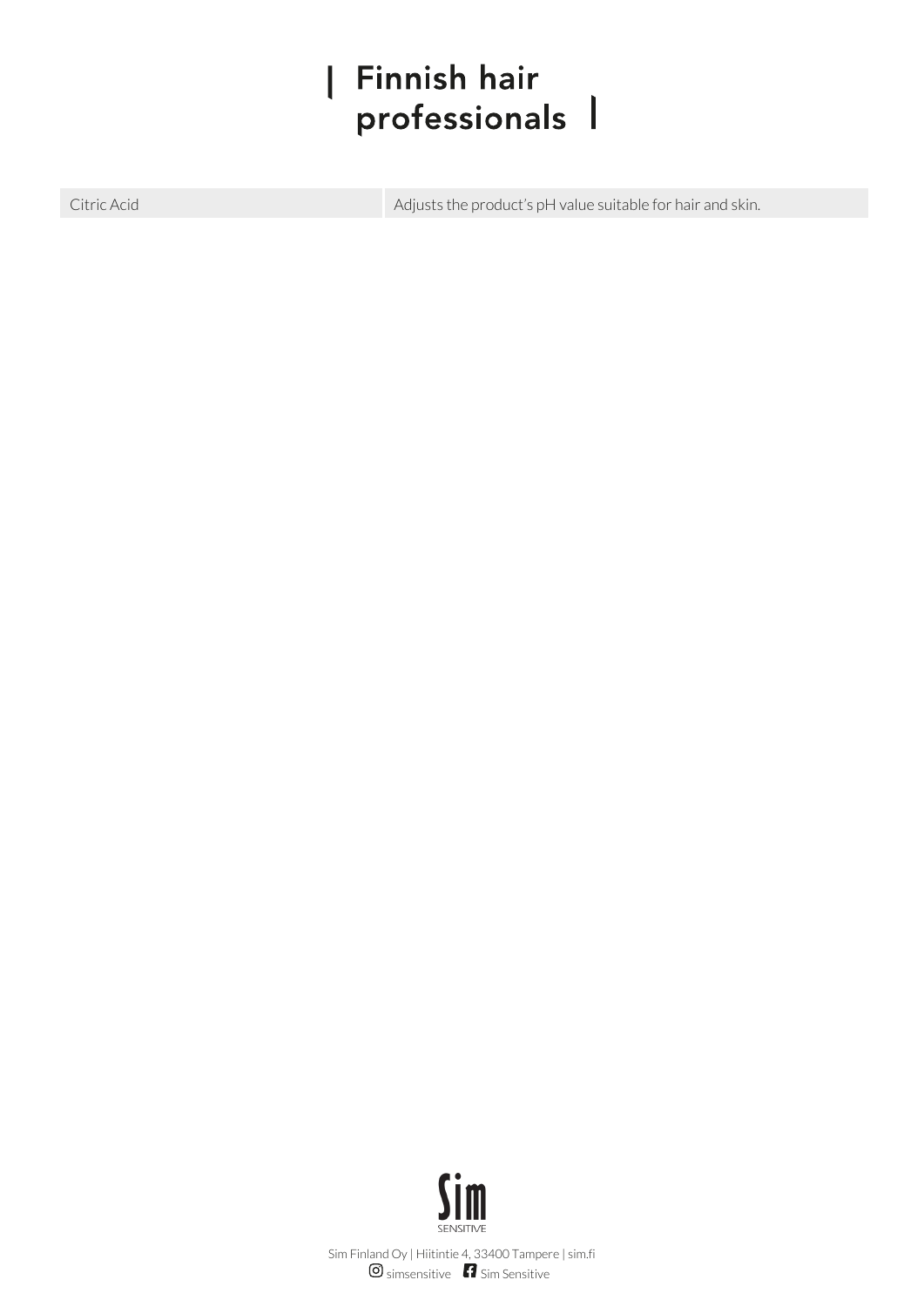| | |
|---|---|
| Citric Acid | Adjusts the product's pH value suitable for hair and skin. |